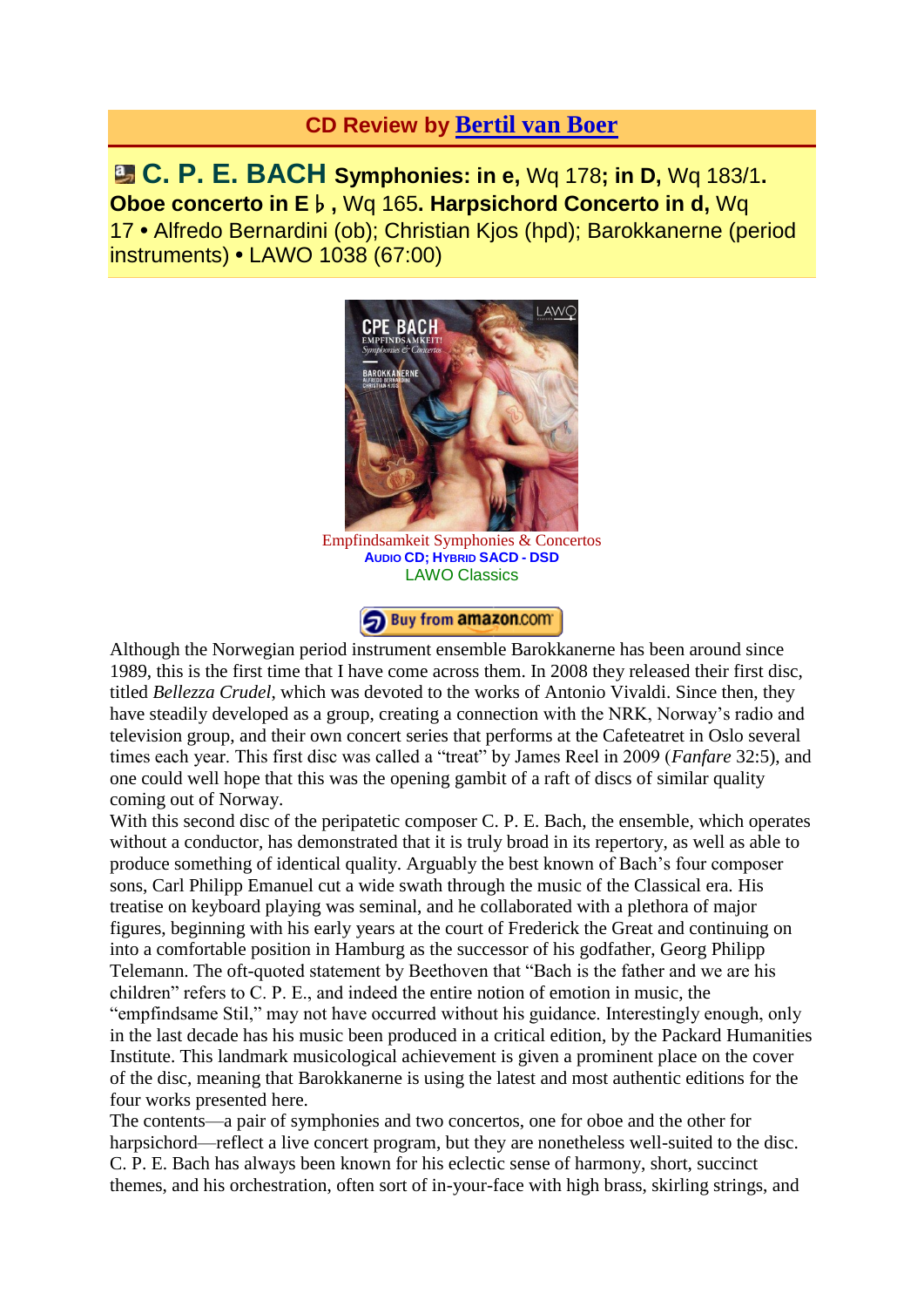## CD Review by Bertil van Boer

**C. P. E. BACH Symphonies: in e,** Wq 178**; in D,** Wq 183/1**. Oboe concerto in E♭,** Wq 165**. Harpsichord Concerto in d,** Wq 17 • Alfredo Bernardini (ob); Christian Kjos (hpd); Barokkanerne (period instruments) • LAWO 1038 (67:00)

Empfindsamkeit Symphonies & Concertos
AUDIO CD; HYBRID SACD - DSD
LAWO Classics

Buy from amazon.com

Although the Norwegian period instrument ensemble Barokkanerne has been around since 1989, this is the first time that I have come across them. In 2008 they released their first disc, titled *Bellezza Crudel*, which was devoted to the works of Antonio Vivaldi. Since then, they have steadily developed as a group, creating a connection with the NRK, Norway's radio and television group, and their own concert series that performs at the Cafeteatret in Oslo several times each year. This first disc was called a "treat" by James Reel in 2009 (*Fanfare* 32:5), and one could well hope that this was the opening gambit of a raft of discs of similar quality coming out of Norway.

With this second disc of the peripatetic composer C. P. E. Bach, the ensemble, which operates without a conductor, has demonstrated that it is truly broad in its repertory, as well as able to produce something of identical quality. Arguably the best known of Bach's four composer sons, Carl Philipp Emanuel cut a wide swath through the music of the Classical era. His treatise on keyboard playing was seminal, and he collaborated with a plethora of major figures, beginning with his early years at the court of Frederick the Great and continuing on into a comfortable position in Hamburg as the successor of his godfather, Georg Philipp Telemann. The oft-quoted statement by Beethoven that "Bach is the father and we are his children" refers to C. P. E., and indeed the entire notion of emotion in music, the "empfindsame Stil," may not have occurred without his guidance. Interestingly enough, only in the last decade has his music been produced in a critical edition, by the Packard Humanities Institute. This landmark musicological achievement is given a prominent place on the cover of the disc, meaning that Barokkanerne is using the latest and most authentic editions for the four works presented here.

The contents—a pair of symphonies and two concertos, one for oboe and the other for harpsichord—reflect a live concert program, but they are nonetheless well-suited to the disc. C. P. E. Bach has always been known for his eclectic sense of harmony, short, succinct themes, and his orchestration, often sort of in-your-face with high brass, skirling strings, and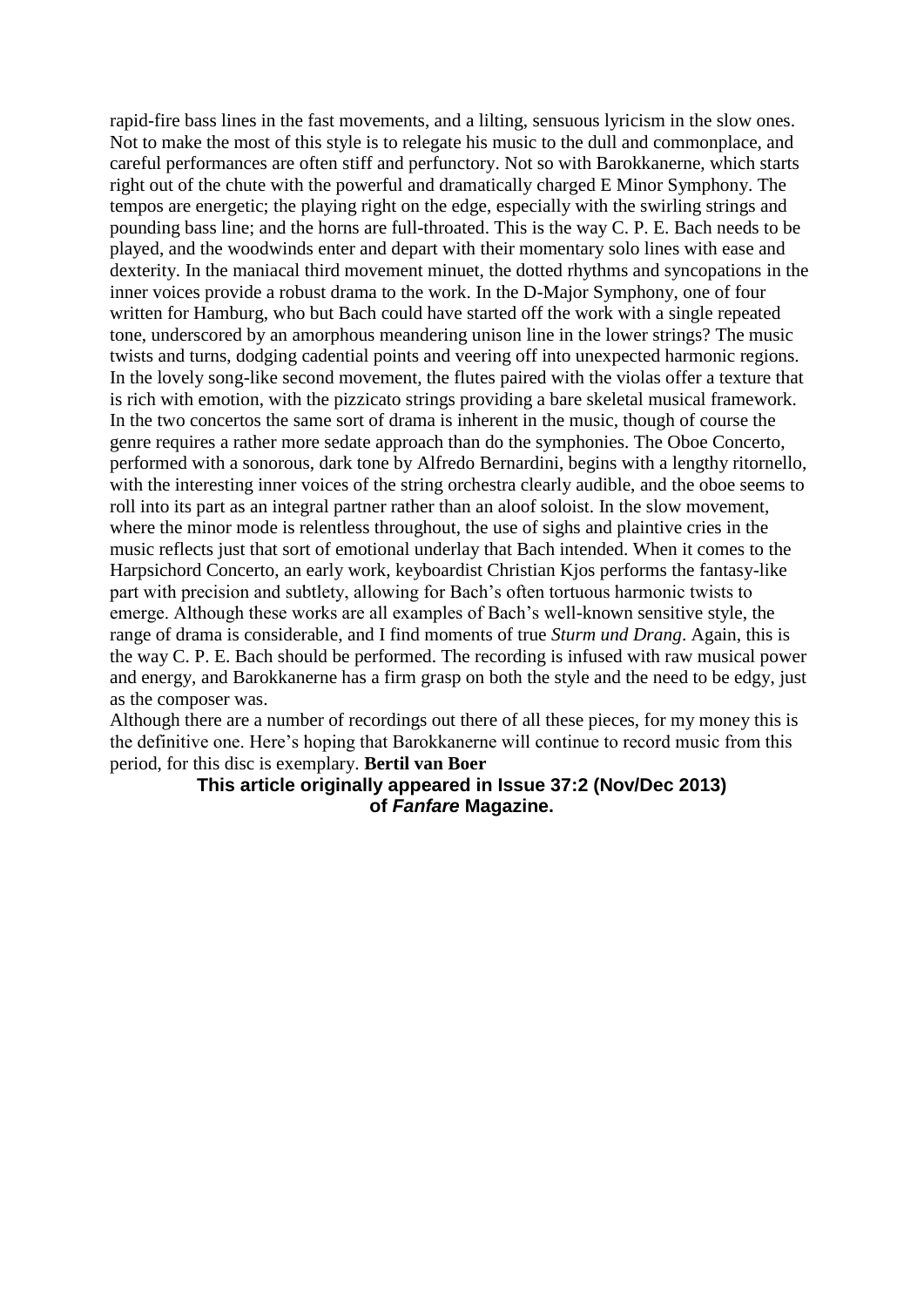rapid-fire bass lines in the fast movements, and a lilting, sensuous lyricism in the slow ones. Not to make the most of this style is to relegate his music to the dull and commonplace, and careful performances are often stiff and perfunctory. Not so with Barokkanerne, which starts right out of the chute with the powerful and dramatically charged E Minor Symphony. The tempos are energetic; the playing right on the edge, especially with the swirling strings and pounding bass line; and the horns are full-throated. This is the way C. P. E. Bach needs to be played, and the woodwinds enter and depart with their momentary solo lines with ease and dexterity. In the maniacal third movement minuet, the dotted rhythms and syncopations in the inner voices provide a robust drama to the work. In the D-Major Symphony, one of four written for Hamburg, who but Bach could have started off the work with a single repeated tone, underscored by an amorphous meandering unison line in the lower strings? The music twists and turns, dodging cadential points and veering off into unexpected harmonic regions. In the lovely song-like second movement, the flutes paired with the violas offer a texture that is rich with emotion, with the pizzicato strings providing a bare skeletal musical framework. In the two concertos the same sort of drama is inherent in the music, though of course the genre requires a rather more sedate approach than do the symphonies. The Oboe Concerto, performed with a sonorous, dark tone by Alfredo Bernardini, begins with a lengthy ritornello, with the interesting inner voices of the string orchestra clearly audible, and the oboe seems to roll into its part as an integral partner rather than an aloof soloist. In the slow movement, where the minor mode is relentless throughout, the use of sighs and plaintive cries in the music reflects just that sort of emotional underlay that Bach intended. When it comes to the Harpsichord Concerto, an early work, keyboardist Christian Kjos performs the fantasy-like part with precision and subtlety, allowing for Bach's often tortuous harmonic twists to emerge. Although these works are all examples of Bach's well-known sensitive style, the range of drama is considerable, and I find moments of true *Sturm und Drang*. Again, this is the way C. P. E. Bach should be performed. The recording is infused with raw musical power and energy, and Barokkanerne has a firm grasp on both the style and the need to be edgy, just as the composer was.

Although there are a number of recordings out there of all these pieces, for my money this is the definitive one. Here's hoping that Barokkanerne will continue to record music from this period, for this disc is exemplary. **Bertil van Boer**

**This article originally appeared in Issue 37:2 (Nov/Dec 2013) of *Fanfare* Magazine.**